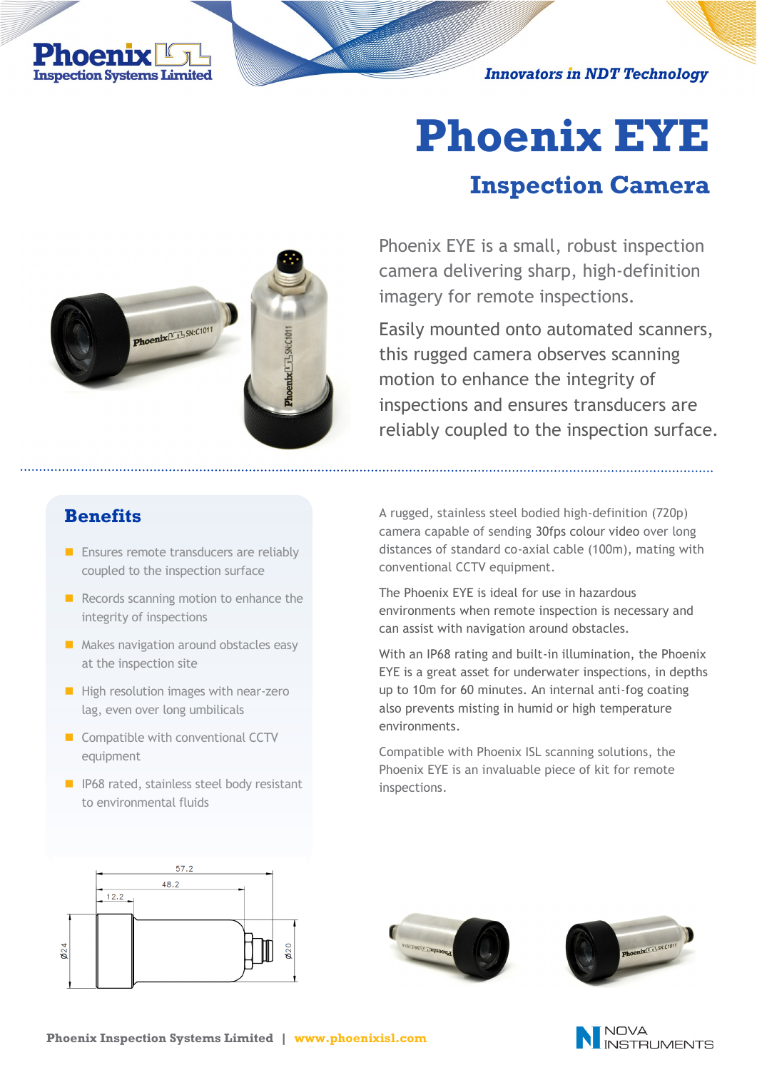# Phoenix EYE

## Inspection Camera

Phoenix EYE is a small, robust inspection camera delivering sharp, high-definition imagery for remote inspections.

Easily mounted onto automated scanners, this rugged camera observes scanning motion to enhance the integrity of inspections and ensures transducers are reliably coupled to the inspection surface.

## Benefits

- Ensures remote transducers are reliably coupled to the inspection surface
- Records scanning motion to enhance the integrity of inspections
- Makes navigation around obstacles easy at the inspection site
- High resolution images with near-zero lag, even over long umbilicals
- Compatible with conventional CCTV equipment
- IP68 rated, stainless steel body resistant to environmental fluids

A rugged, stainless steel bodied high-definition (720p) camera capable of sending 30fps colour video over long distances of standard co-axial cable (100m), mating with conventional CCTV equipment.

The Phoenix EYE is ideal for use in hazardous environments when remote inspection is necessary and can assist with navigation around obstacles.

With an IP68 rating and built-in illumination, the Phoenix EYE is a great asset for underwater inspections, in depths up to 10m for 60 minutes. An internal anti-fog coating also prevents misting in humid or high temperature environments.

Compatible with Phoenix ISL scanning solutions, the Phoenix EYE is an invaluable piece of kit for remote inspections.

57.2
48.2
12.2
Ø24
Ø20

**Phoenix Inspection Systems Limited** | **www.phoenixisl.com**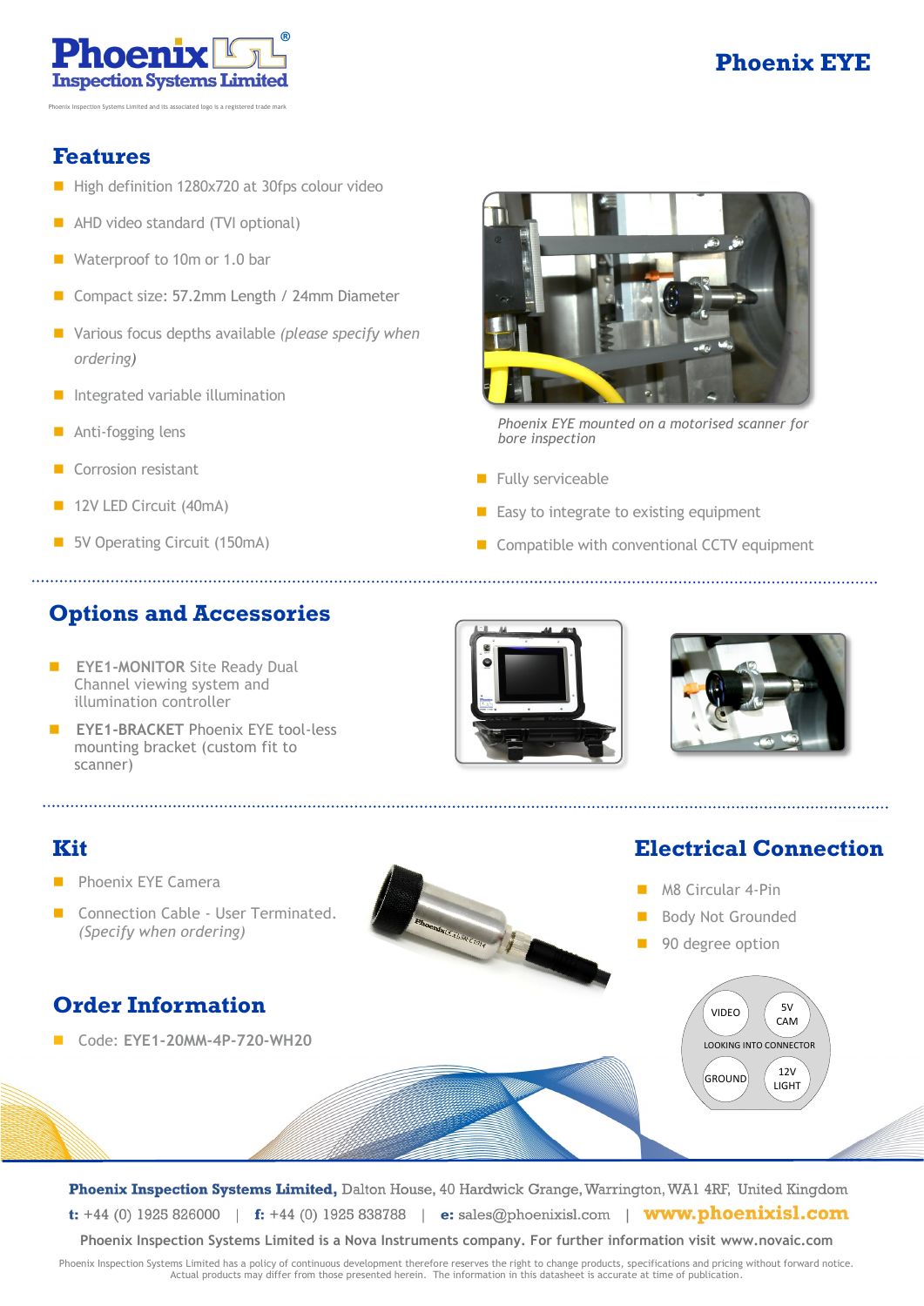**Phoenix Inspection Systems Limited**

Phoenix Inspection Systems Limited and its associated logo is a registered trade mark

# Phoenix EYE

## Features

- High definition 1280x720 at 30fps colour video
- AHD video standard (TVI optional)
- Waterproof to 10m or 1.0 bar
- Compact size: 57.2mm Length / 24mm Diameter
- Various focus depths available *(please specify when ordering)*
- Integrated variable illumination
- Anti-fogging lens
- Corrosion resistant
- 12V LED Circuit (40mA)
- 5V Operating Circuit (150mA)

*Phoenix EYE mounted on a motorised scanner for bore inspection*

- Fully serviceable
- Easy to integrate to existing equipment
- Compatible with conventional CCTV equipment

## Options and Accessories

- **EYE1-MONITOR** Site Ready Dual Channel viewing system and illumination controller
- **EYE1-BRACKET** Phoenix EYE tool-less mounting bracket (custom fit to scanner)

## Kit

- Phoenix EYE Camera
- Connection Cable - User Terminated. *(Specify when ordering)*

## Order Information

- Code: **EYE1-20MM-4P-720-WH20**

## Electrical Connection

- M8 Circular 4-Pin
- Body Not Grounded
- 90 degree option

VIDEO

5V CAM

LOOKING INTO CONNECTOR

GROUND

12V LIGHT

**Phoenix Inspection Systems Limited,** Dalton House, 40 Hardwick Grange, Warrington, WA1 4RF, United Kingdom

**t:** +44 (0) 1925 826000 | **f:** +44 (0) 1925 838788 | **e:** sales@phoenixisl.com | **www.phoenixisl.com**

**Phoenix Inspection Systems Limited is a Nova Instruments company. For further information visit www.novaic.com**

Phoenix Inspection Systems Limited has a policy of continuous development therefore reserves the right to change products, specifications and pricing without forward notice. Actual products may differ from those presented herein. The information in this datasheet is accurate at time of publication.